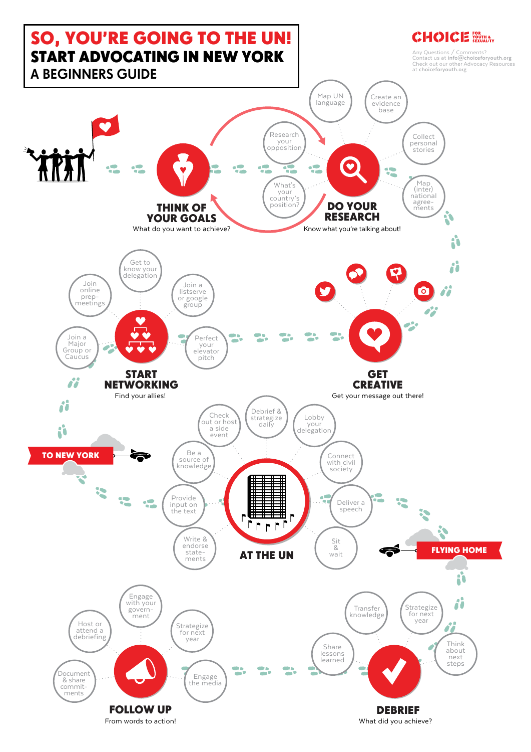# SO, YOU'RE GOING TO THE UN!

## START ADVOCATING IN NEW YORK

### A BEGINNERS GUIDE

**CHOICE** FOR YOUTH & SEXUALITY

Any Questions / Comments?
Contact us at info@choiceforyouth.org
Check out our other Advocacy Resources at choiceforyouth.org

## THINK OF YOUR GOALS

What do you want to achieve?

## DO YOUR RESEARCH

Know what you're talking about!

- Research your opposition
- What's your country's position?
- Map UN language
- Create an evidence base
- Collect personal stories
- Map (inter) national agreements

## GET CREATIVE

Get your message out there!

## START NETWORKING

Find your allies!

- Get to know your delegation
- Join online prep-meetings
- Join a listserve or google group
- Join a Major Group or Caucus
- Perfect your elevator pitch

**TO NEW YORK**

## AT THE UN

- Check out or host a side event
- Debrief & strategize daily
- Lobby your delegation
- Be a source of knowledge
- Connect with civil society
- Provide input on the text
- Deliver a speech
- Write & endorse statements
- Sit & wait

**FLYING HOME**

## DEBRIEF

What did you achieve?

- Transfer knowledge
- Strategize for next year
- Share lessons learned
- Think about next steps

## FOLLOW UP

From words to action!

- Engage with your government
- Host or attend a debriefing
- Strategize for next year
- Document & share commitments
- Engage the media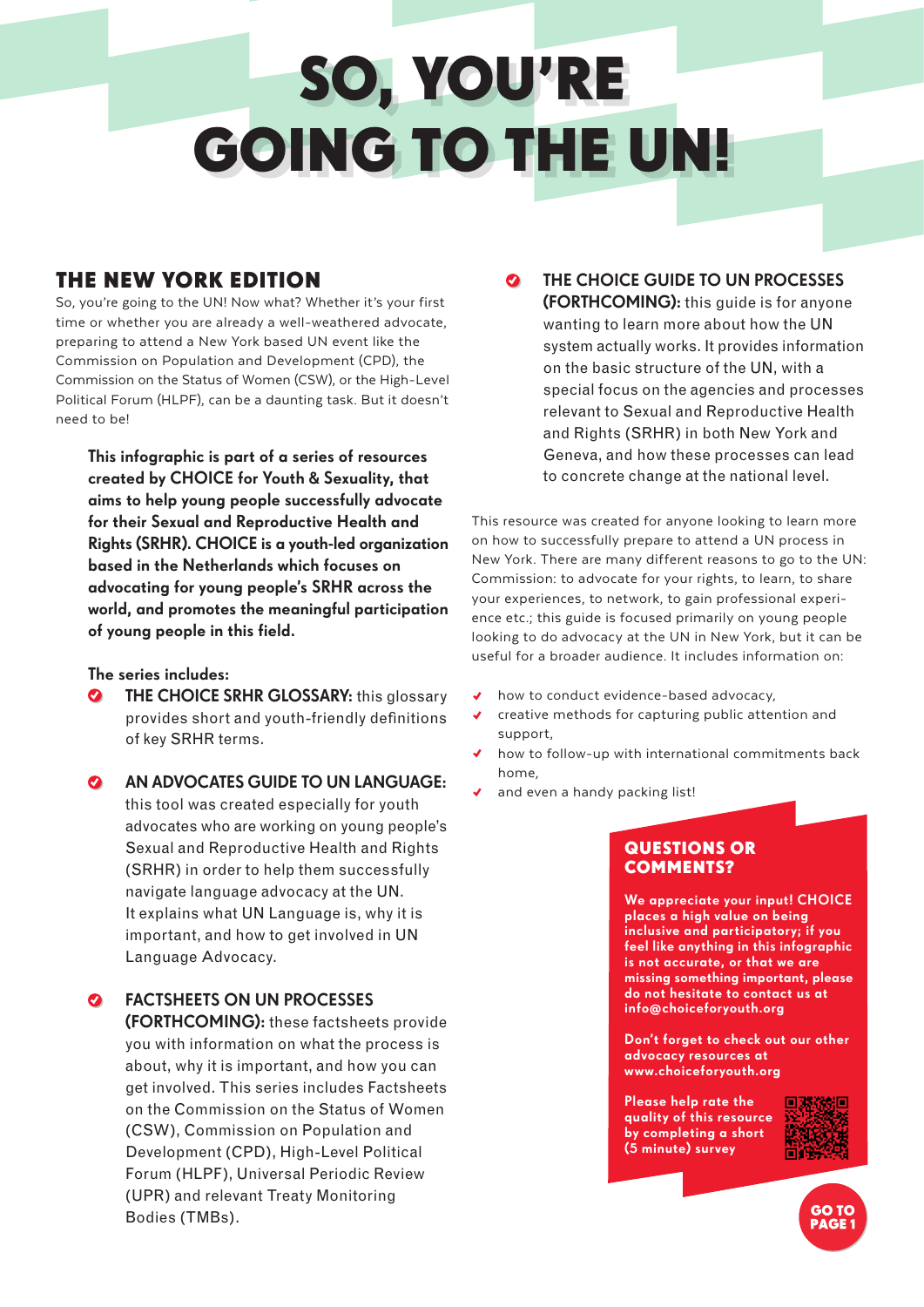# SO, YOU'RE GOING TO THE UN!

## THE NEW YORK EDITION

So, you're going to the UN! Now what? Whether it's your first time or whether you are already a well-weathered advocate, preparing to attend a New York based UN event like the Commission on Population and Development (CPD), the Commission on the Status of Women (CSW), or the High-Level Political Forum (HLPF), can be a daunting task. But it doesn't need to be!

**This infographic is part of a series of resources created by CHOICE for Youth & Sexuality, that aims to help young people successfully advocate for their Sexual and Reproductive Health and Rights (SRHR). CHOICE is a youth-led organization based in the Netherlands which focuses on advocating for young people's SRHR across the world, and promotes the meaningful participation of young people in this field.**

**The series includes:**

- **THE CHOICE SRHR GLOSSARY:** this glossary provides short and youth-friendly definitions of key SRHR terms.
- **AN ADVOCATES GUIDE TO UN LANGUAGE:** this tool was created especially for youth advocates who are working on young people's Sexual and Reproductive Health and Rights (SRHR) in order to help them successfully navigate language advocacy at the UN. It explains what UN Language is, why it is important, and how to get involved in UN Language Advocacy.
- **FACTSHEETS ON UN PROCESSES (FORTHCOMING):** these factsheets provide you with information on what the process is about, why it is important, and how you can get involved. This series includes Factsheets on the Commission on the Status of Women (CSW), Commission on Population and Development (CPD), High-Level Political Forum (HLPF), Universal Periodic Review (UPR) and relevant Treaty Monitoring Bodies (TMBs).
- **THE CHOICE GUIDE TO UN PROCESSES (FORTHCOMING):** this guide is for anyone wanting to learn more about how the UN system actually works. It provides information on the basic structure of the UN, with a special focus on the agencies and processes relevant to Sexual and Reproductive Health and Rights (SRHR) in both New York and Geneva, and how these processes can lead to concrete change at the national level.

This resource was created for anyone looking to learn more on how to successfully prepare to attend a UN process in New York. There are many different reasons to go to the UN: Commission: to advocate for your rights, to learn, to share your experiences, to network, to gain professional experience etc.; this guide is focused primarily on young people looking to do advocacy at the UN in New York, but it can be useful for a broader audience. It includes information on:

- how to conduct evidence-based advocacy,
- creative methods for capturing public attention and support,
- how to follow-up with international commitments back home,
- and even a handy packing list!

### QUESTIONS OR COMMENTS?

**We appreciate your input! CHOICE places a high value on being inclusive and participatory; if you feel like anything in this infographic is not accurate, or that we are missing something important, please do not hesitate to contact us at info@choiceforyouth.org**

**Don't forget to check out our other advocacy resources at www.choiceforyouth.org**

**Please help rate the quality of this resource by completing a short (5 minute) survey**

GO TO PAGE 1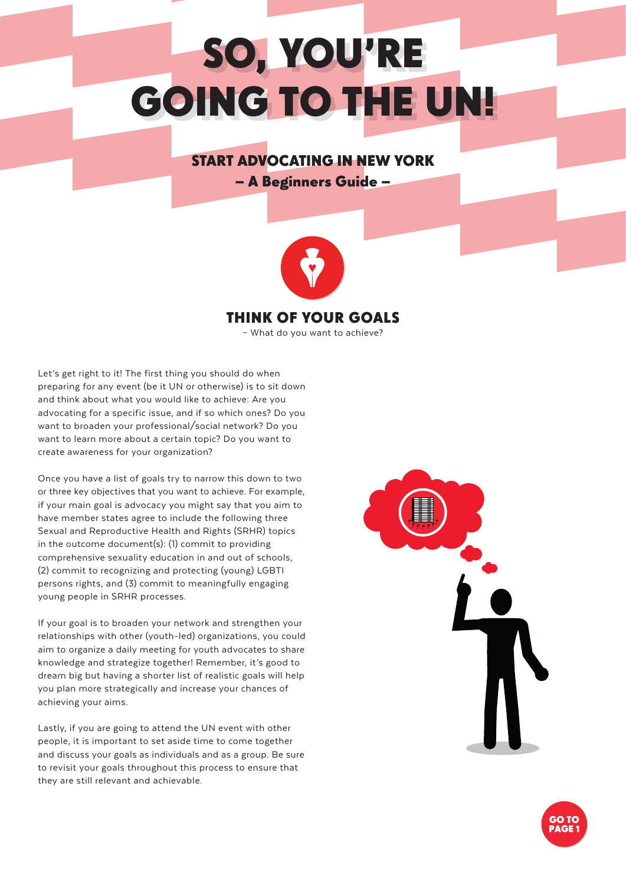# SO, YOU'RE GOING TO THE UN!

## START ADVOCATING IN NEW YORK

**– A Beginners Guide –**

### THINK OF YOUR GOALS

- What do you want to achieve?

Let's get right to it! The first thing you should do when preparing for any event (be it UN or otherwise) is to sit down and think about what you would like to achieve: Are you advocating for a specific issue, and if so which ones? Do you want to broaden your professional/social network? Do you want to learn more about a certain topic? Do you want to create awareness for your organization?

Once you have a list of goals try to narrow this down to two or three key objectives that you want to achieve. For example, if your main goal is advocacy you might say that you aim to have member states agree to include the following three Sexual and Reproductive Health and Rights (SRHR) topics in the outcome document(s): (1) commit to providing comprehensive sexuality education in and out of schools, (2) commit to recognizing and protecting (young) LGBTI persons rights, and (3) commit to meaningfully engaging young people in SRHR processes.

If your goal is to broaden your network and strengthen your relationships with other (youth-led) organizations, you could aim to organize a daily meeting for youth advocates to share knowledge and strategize together! Remember, it's good to dream big but having a shorter list of realistic goals will help you plan more strategically and increase your chances of achieving your aims.

Lastly, if you are going to attend the UN event with other people, it is important to set aside time to come together and discuss your goals as individuals and as a group. Be sure to revisit your goals throughout this process to ensure that they are still relevant and achievable.

GO TO PAGE 1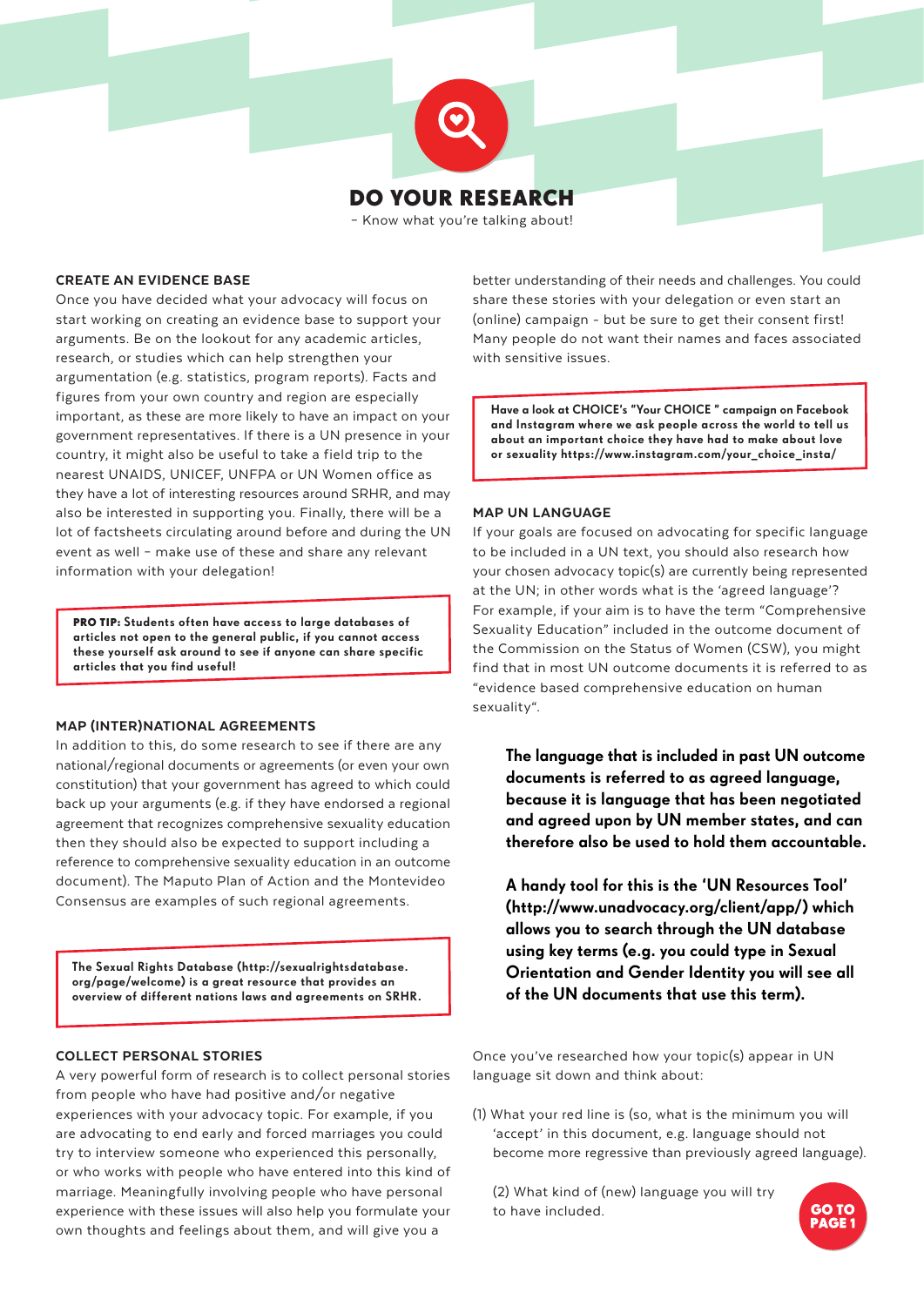# DO YOUR RESEARCH

– Know what you're talking about!

## CREATE AN EVIDENCE BASE

Once you have decided what your advocacy will focus on start working on creating an evidence base to support your arguments. Be on the lookout for any academic articles, research, or studies which can help strengthen your argumentation (e.g. statistics, program reports). Facts and figures from your own country and region are especially important, as these are more likely to have an impact on your government representatives. If there is a UN presence in your country, it might also be useful to take a field trip to the nearest UNAIDS, UNICEF, UNFPA or UN Women office as they have a lot of interesting resources around SRHR, and may also be interested in supporting you. Finally, there will be a lot of factsheets circulating around before and during the UN event as well – make use of these and share any relevant information with your delegation!

> **PRO TIP: Students often have access to large databases of articles not open to the general public, if you cannot access these yourself ask around to see if anyone can share specific articles that you find useful!**

## MAP (INTER)NATIONAL AGREEMENTS

In addition to this, do some research to see if there are any national/regional documents or agreements (or even your own constitution) that your government has agreed to which could back up your arguments (e.g. if they have endorsed a regional agreement that recognizes comprehensive sexuality education then they should also be expected to support including a reference to comprehensive sexuality education in an outcome document). The Maputo Plan of Action and the Montevideo Consensus are examples of such regional agreements.

> **The Sexual Rights Database (http://sexualrightsdatabase.org/page/welcome) is a great resource that provides an overview of different nations laws and agreements on SRHR.**

## COLLECT PERSONAL STORIES

A very powerful form of research is to collect personal stories from people who have had positive and/or negative experiences with your advocacy topic. For example, if you are advocating to end early and forced marriages you could try to interview someone who experienced this personally, or who works with people who have entered into this kind of marriage. Meaningfully involving people who have personal experience with these issues will also help you formulate your own thoughts and feelings about them, and will give you a better understanding of their needs and challenges. You could share these stories with your delegation or even start an (online) campaign - but be sure to get their consent first! Many people do not want their names and faces associated with sensitive issues.

> **Have a look at CHOICE's "Your CHOICE " campaign on Facebook and Instagram where we ask people across the world to tell us about an important choice they have had to make about love or sexuality https://www.instagram.com/your_choice_insta/**

## MAP UN LANGUAGE

If your goals are focused on advocating for specific language to be included in a UN text, you should also research how your chosen advocacy topic(s) are currently being represented at the UN; in other words what is the 'agreed language'? For example, if your aim is to have the term "Comprehensive Sexuality Education" included in the outcome document of the Commission on the Status of Women (CSW), you might find that in most UN outcome documents it is referred to as "evidence based comprehensive education on human sexuality".

**The language that is included in past UN outcome documents is referred to as agreed language, because it is language that has been negotiated and agreed upon by UN member states, and can therefore also be used to hold them accountable.**

**A handy tool for this is the 'UN Resources Tool' (http://www.unadvocacy.org/client/app/) which allows you to search through the UN database using key terms (e.g. you could type in Sexual Orientation and Gender Identity you will see all of the UN documents that use this term).**

Once you've researched how your topic(s) appear in UN language sit down and think about:

(1) What your red line is (so, what is the minimum you will 'accept' in this document, e.g. language should not become more regressive than previously agreed language).

(2) What kind of (new) language you will try to have included.

GO TO PAGE 1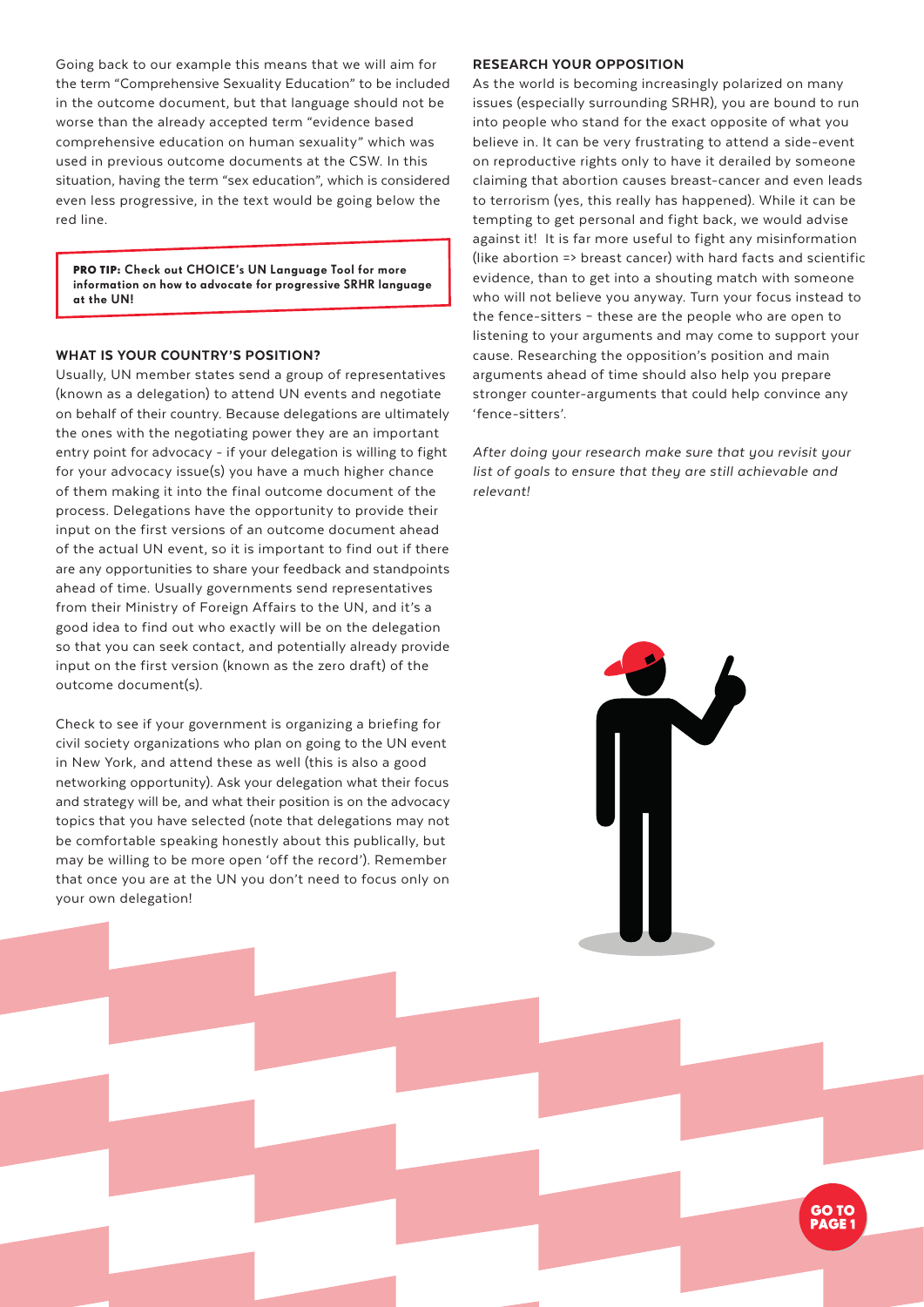Going back to our example this means that we will aim for the term "Comprehensive Sexuality Education" to be included in the outcome document, but that language should not be worse than the already accepted term "evidence based comprehensive education on human sexuality" which was used in previous outcome documents at the CSW. In this situation, having the term "sex education", which is considered even less progressive, in the text would be going below the red line.

> **PRO TIP:** **Check out CHOICE's UN Language Tool for more information on how to advocate for progressive SRHR language at the UN!**

### WHAT IS YOUR COUNTRY'S POSITION?

Usually, UN member states send a group of representatives (known as a delegation) to attend UN events and negotiate on behalf of their country. Because delegations are ultimately the ones with the negotiating power they are an important entry point for advocacy - if your delegation is willing to fight for your advocacy issue(s) you have a much higher chance of them making it into the final outcome document of the process. Delegations have the opportunity to provide their input on the first versions of an outcome document ahead of the actual UN event, so it is important to find out if there are any opportunities to share your feedback and standpoints ahead of time. Usually governments send representatives from their Ministry of Foreign Affairs to the UN, and it's a good idea to find out who exactly will be on the delegation so that you can seek contact, and potentially already provide input on the first version (known as the zero draft) of the outcome document(s).

Check to see if your government is organizing a briefing for civil society organizations who plan on going to the UN event in New York, and attend these as well (this is also a good networking opportunity). Ask your delegation what their focus and strategy will be, and what their position is on the advocacy topics that you have selected (note that delegations may not be comfortable speaking honestly about this publically, but may be willing to be more open 'off the record'). Remember that once you are at the UN you don't need to focus only on your own delegation!

### RESEARCH YOUR OPPOSITION

As the world is becoming increasingly polarized on many issues (especially surrounding SRHR), you are bound to run into people who stand for the exact opposite of what you believe in. It can be very frustrating to attend a side-event on reproductive rights only to have it derailed by someone claiming that abortion causes breast-cancer and even leads to terrorism (yes, this really has happened). While it can be tempting to get personal and fight back, we would advise against it! It is far more useful to fight any misinformation (like abortion => breast cancer) with hard facts and scientific evidence, than to get into a shouting match with someone who will not believe you anyway. Turn your focus instead to the fence-sitters – these are the people who are open to listening to your arguments and may come to support your cause. Researching the opposition's position and main arguments ahead of time should also help you prepare stronger counter-arguments that could help convince any 'fence-sitters'.

*After doing your research make sure that you revisit your list of goals to ensure that they are still achievable and relevant!*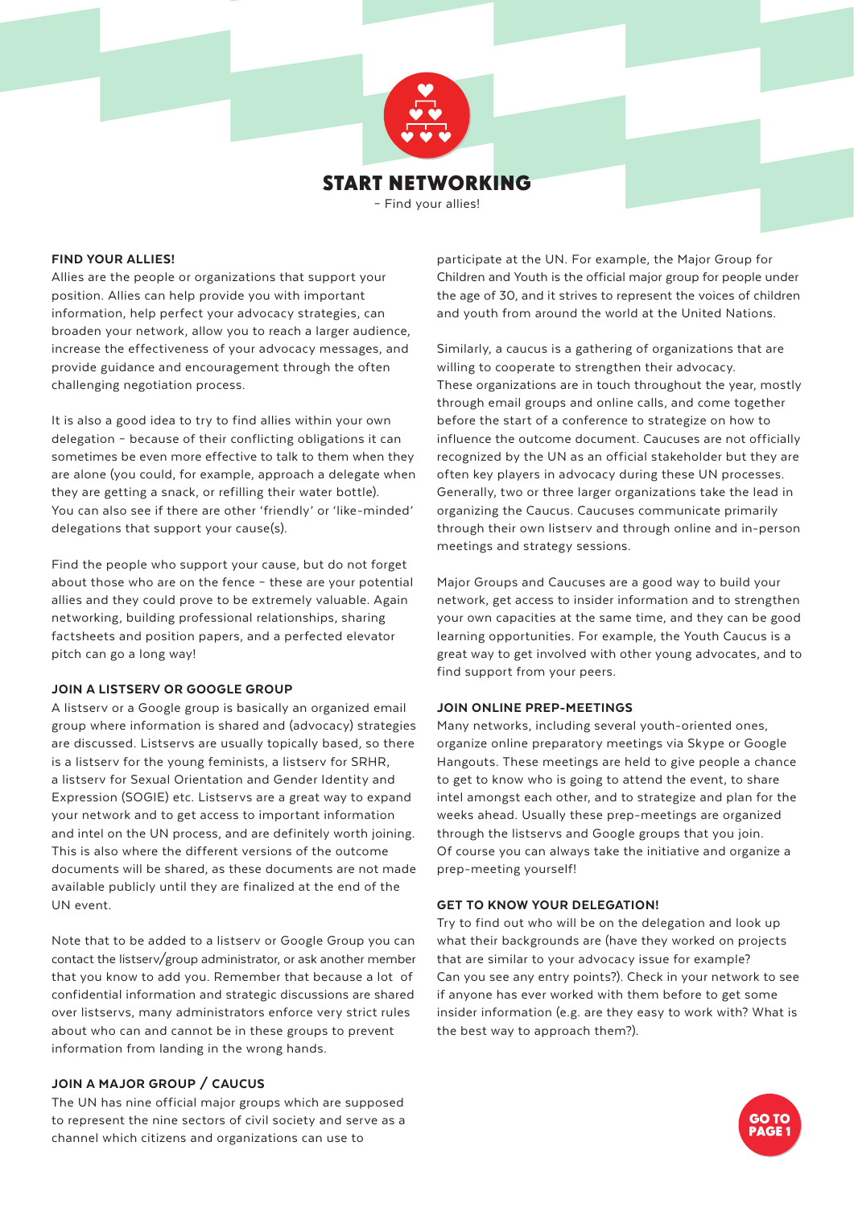# START NETWORKING

– Find your allies!

### FIND YOUR ALLIES!

Allies are the people or organizations that support your position. Allies can help provide you with important information, help perfect your advocacy strategies, can broaden your network, allow you to reach a larger audience, increase the effectiveness of your advocacy messages, and provide guidance and encouragement through the often challenging negotiation process.

It is also a good idea to try to find allies within your own delegation – because of their conflicting obligations it can sometimes be even more effective to talk to them when they are alone (you could, for example, approach a delegate when they are getting a snack, or refilling their water bottle). You can also see if there are other 'friendly' or 'like-minded' delegations that support your cause(s).

Find the people who support your cause, but do not forget about those who are on the fence – these are your potential allies and they could prove to be extremely valuable. Again networking, building professional relationships, sharing factsheets and position papers, and a perfected elevator pitch can go a long way!

### JOIN A LISTSERV OR GOOGLE GROUP

A listserv or a Google group is basically an organized email group where information is shared and (advocacy) strategies are discussed. Listservs are usually topically based, so there is a listserv for the young feminists, a listserv for SRHR, a listserv for Sexual Orientation and Gender Identity and Expression (SOGIE) etc. Listservs are a great way to expand your network and to get access to important information and intel on the UN process, and are definitely worth joining. This is also where the different versions of the outcome documents will be shared, as these documents are not made available publicly until they are finalized at the end of the UN event.

Note that to be added to a listserv or Google Group you can contact the listserv/group administrator, or ask another member that you know to add you. Remember that because a lot of confidential information and strategic discussions are shared over listservs, many administrators enforce very strict rules about who can and cannot be in these groups to prevent information from landing in the wrong hands.

### JOIN A MAJOR GROUP / CAUCUS

The UN has nine official major groups which are supposed to represent the nine sectors of civil society and serve as a channel which citizens and organizations can use to participate at the UN. For example, the Major Group for Children and Youth is the official major group for people under the age of 30, and it strives to represent the voices of children and youth from around the world at the United Nations.

Similarly, a caucus is a gathering of organizations that are willing to cooperate to strengthen their advocacy. These organizations are in touch throughout the year, mostly through email groups and online calls, and come together before the start of a conference to strategize on how to influence the outcome document. Caucuses are not officially recognized by the UN as an official stakeholder but they are often key players in advocacy during these UN processes. Generally, two or three larger organizations take the lead in organizing the Caucus. Caucuses communicate primarily through their own listserv and through online and in-person meetings and strategy sessions.

Major Groups and Caucuses are a good way to build your network, get access to insider information and to strengthen your own capacities at the same time, and they can be good learning opportunities. For example, the Youth Caucus is a great way to get involved with other young advocates, and to find support from your peers.

### JOIN ONLINE PREP-MEETINGS

Many networks, including several youth-oriented ones, organize online preparatory meetings via Skype or Google Hangouts. These meetings are held to give people a chance to get to know who is going to attend the event, to share intel amongst each other, and to strategize and plan for the weeks ahead. Usually these prep-meetings are organized through the listservs and Google groups that you join. Of course you can always take the initiative and organize a prep-meeting yourself!

### GET TO KNOW YOUR DELEGATION!

Try to find out who will be on the delegation and look up what their backgrounds are (have they worked on projects that are similar to your advocacy issue for example? Can you see any entry points?). Check in your network to see if anyone has ever worked with them before to get some insider information (e.g. are they easy to work with? What is the best way to approach them?).

GO TO PAGE 1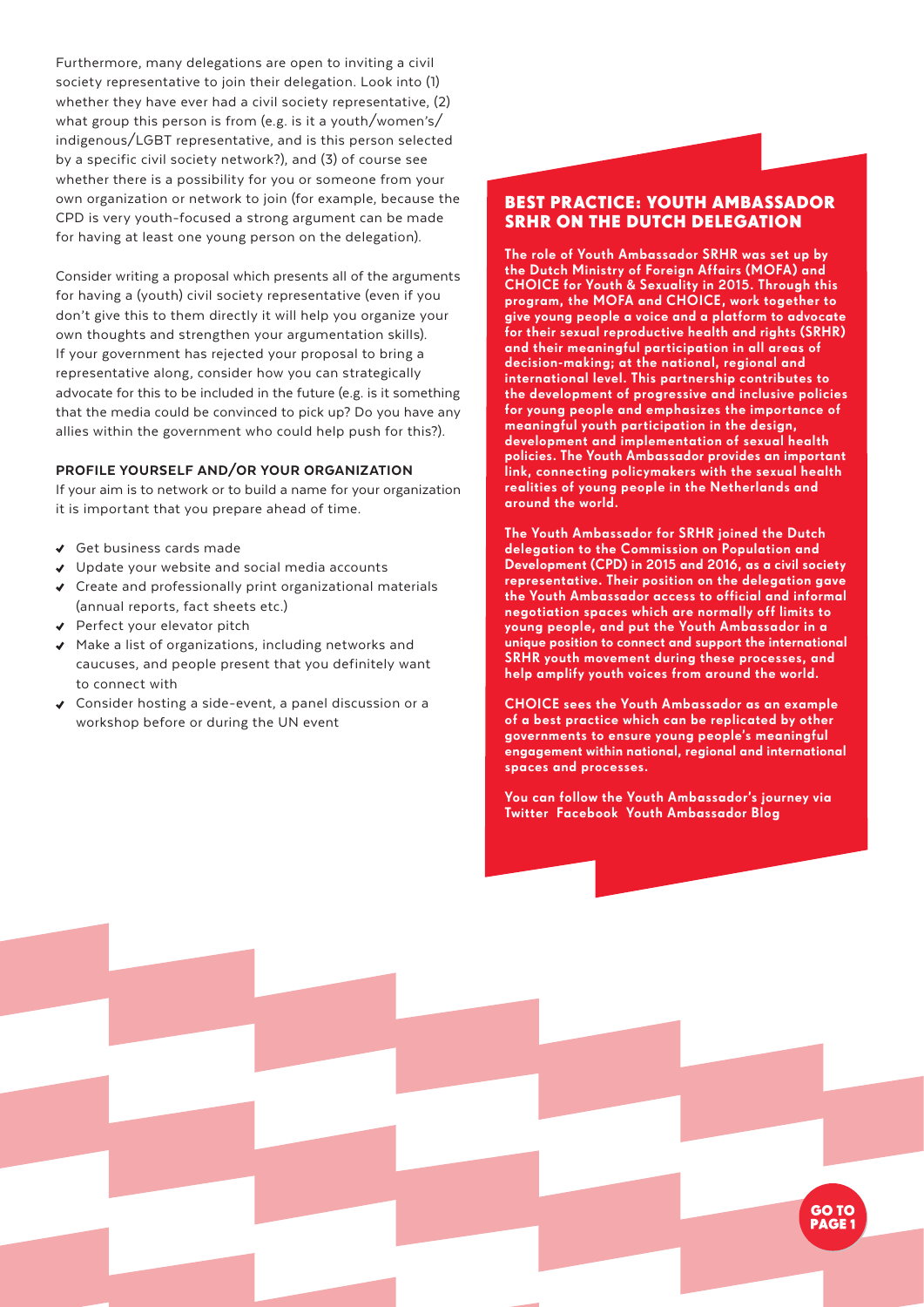Furthermore, many delegations are open to inviting a civil society representative to join their delegation. Look into (1) whether they have ever had a civil society representative, (2) what group this person is from (e.g. is it a youth/women's/indigenous/LGBT representative, and is this person selected by a specific civil society network?), and (3) of course see whether there is a possibility for you or someone from your own organization or network to join (for example, because the CPD is very youth-focused a strong argument can be made for having at least one young person on the delegation).

Consider writing a proposal which presents all of the arguments for having a (youth) civil society representative (even if you don't give this to them directly it will help you organize your own thoughts and strengthen your argumentation skills). If your government has rejected your proposal to bring a representative along, consider how you can strategically advocate for this to be included in the future (e.g. is it something that the media could be convinced to pick up? Do you have any allies within the government who could help push for this?).

### PROFILE YOURSELF AND/OR YOUR ORGANIZATION

If your aim is to network or to build a name for your organization it is important that you prepare ahead of time.

- Get business cards made
- Update your website and social media accounts
- Create and professionally print organizational materials (annual reports, fact sheets etc.)
- Perfect your elevator pitch
- Make a list of organizations, including networks and caucuses, and people present that you definitely want to connect with
- Consider hosting a side-event, a panel discussion or a workshop before or during the UN event

### BEST PRACTICE: YOUTH AMBASSADOR SRHR ON THE DUTCH DELEGATION

**The role of Youth Ambassador SRHR was set up by the Dutch Ministry of Foreign Affairs (MOFA) and CHOICE for Youth & Sexuality in 2015. Through this program, the MOFA and CHOICE, work together to give young people a voice and a platform to advocate for their sexual reproductive health and rights (SRHR) and their meaningful participation in all areas of decision-making; at the national, regional and international level. This partnership contributes to the development of progressive and inclusive policies for young people and emphasizes the importance of meaningful youth participation in the design, development and implementation of sexual health policies. The Youth Ambassador provides an important link, connecting policymakers with the sexual health realities of young people in the Netherlands and around the world.**

**The Youth Ambassador for SRHR joined the Dutch delegation to the Commission on Population and Development (CPD) in 2015 and 2016, as a civil society representative. Their position on the delegation gave the Youth Ambassador access to official and informal negotiation spaces which are normally off limits to young people, and put the Youth Ambassador in a unique position to connect and support the international SRHR youth movement during these processes, and help amplify youth voices from around the world.**

**CHOICE sees the Youth Ambassador as an example of a best practice which can be replicated by other governments to ensure young people's meaningful engagement within national, regional and international spaces and processes.**

**You can follow the Youth Ambassador's journey via Twitter Facebook Youth Ambassador Blog**

GO TO PAGE 1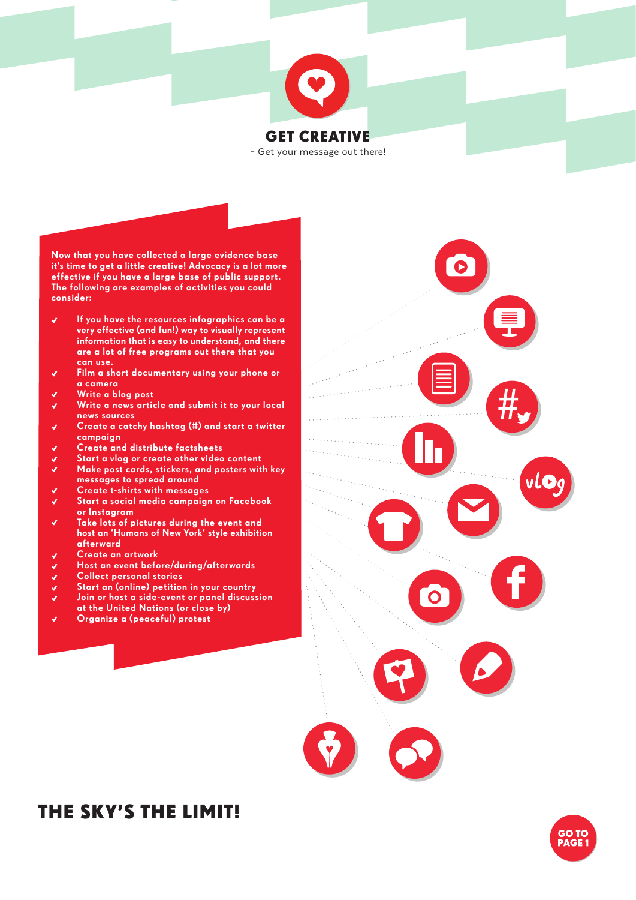# GET CREATIVE

– Get your message out there!

Now that you have collected a large evidence base it's time to get a little creative! Advocacy is a lot more effective if you have a large base of public support. The following are examples of activities you could consider:

- If you have the resources infographics can be a very effective (and fun!) way to visually represent information that is easy to understand, and there are a lot of free programs out there that you can use.
- Film a short documentary using your phone or a camera
- Write a blog post
- Write a news article and submit it to your local news sources
- Create a catchy hashtag (#) and start a twitter campaign
- Create and distribute factsheets
- Start a vlog or create other video content
- Make post cards, stickers, and posters with key messages to spread around
- Create t-shirts with messages
- Start a social media campaign on Facebook or Instagram
- Take lots of pictures during the event and host an 'Humans of New York' style exhibition afterward
- Create an artwork
- Host an event before/during/afterwards
- Collect personal stories
- Start an (online) petition in your country
- Join or host a side-event or panel discussion at the United Nations (or close by)
- Organize a (peaceful) protest

## THE SKY'S THE LIMIT!

GO TO PAGE 1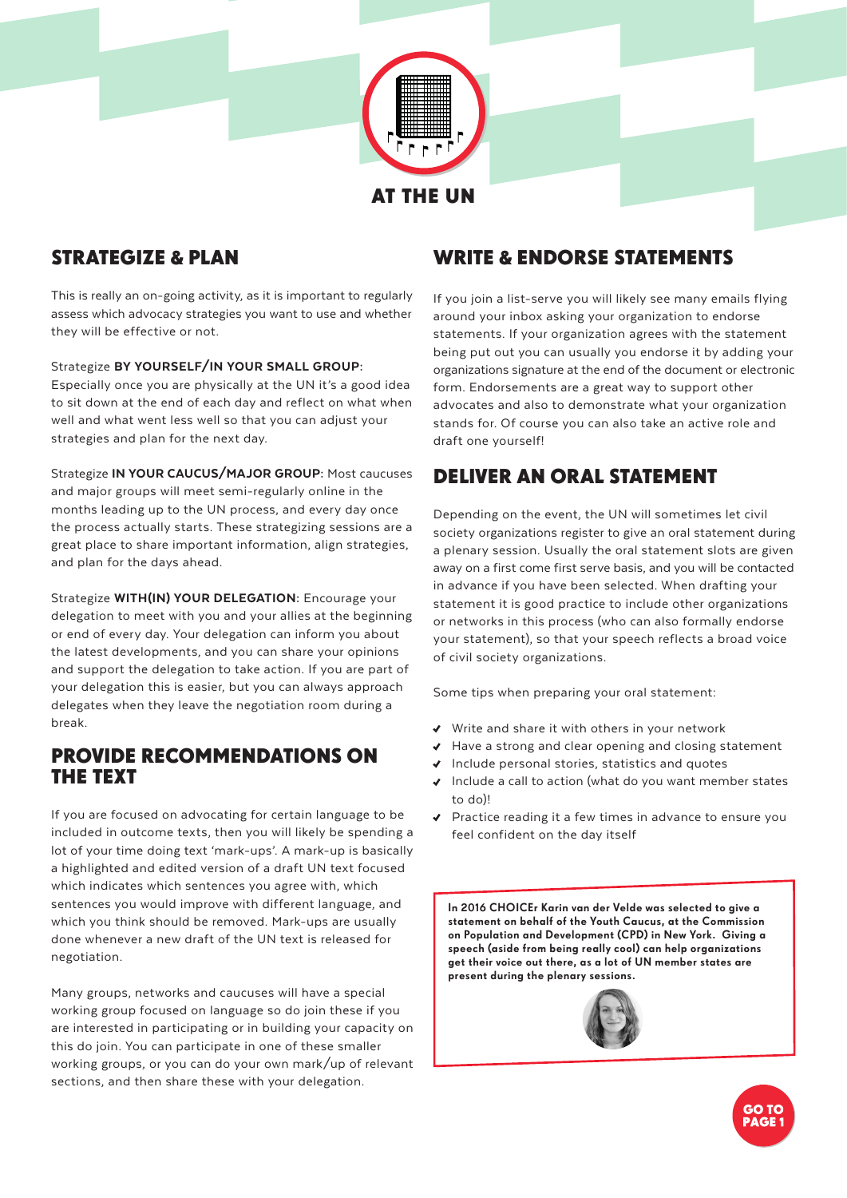# AT THE UN

## STRATEGIZE & PLAN

This is really an on-going activity, as it is important to regularly assess which advocacy strategies you want to use and whether they will be effective or not.

Strategize **BY YOURSELF/IN YOUR SMALL GROUP**: Especially once you are physically at the UN it's a good idea to sit down at the end of each day and reflect on what when well and what went less well so that you can adjust your strategies and plan for the next day.

Strategize **IN YOUR CAUCUS/MAJOR GROUP**: Most caucuses and major groups will meet semi-regularly online in the months leading up to the UN process, and every day once the process actually starts. These strategizing sessions are a great place to share important information, align strategies, and plan for the days ahead.

Strategize **WITH(IN) YOUR DELEGATION**: Encourage your delegation to meet with you and your allies at the beginning or end of every day. Your delegation can inform you about the latest developments, and you can share your opinions and support the delegation to take action. If you are part of your delegation this is easier, but you can always approach delegates when they leave the negotiation room during a break.

## PROVIDE RECOMMENDATIONS ON THE TEXT

If you are focused on advocating for certain language to be included in outcome texts, then you will likely be spending a lot of your time doing text 'mark-ups'. A mark-up is basically a highlighted and edited version of a draft UN text focused which indicates which sentences you agree with, which sentences you would improve with different language, and which you think should be removed. Mark-ups are usually done whenever a new draft of the UN text is released for negotiation.

Many groups, networks and caucuses will have a special working group focused on language so do join these if you are interested in participating or in building your capacity on this do join. You can participate in one of these smaller working groups, or you can do your own mark/up of relevant sections, and then share these with your delegation.

## WRITE & ENDORSE STATEMENTS

If you join a list-serve you will likely see many emails flying around your inbox asking your organization to endorse statements. If your organization agrees with the statement being put out you can usually you endorse it by adding your organizations signature at the end of the document or electronic form. Endorsements are a great way to support other advocates and also to demonstrate what your organization stands for. Of course you can also take an active role and draft one yourself!

## DELIVER AN ORAL STATEMENT

Depending on the event, the UN will sometimes let civil society organizations register to give an oral statement during a plenary session. Usually the oral statement slots are given away on a first come first serve basis, and you will be contacted in advance if you have been selected. When drafting your statement it is good practice to include other organizations or networks in this process (who can also formally endorse your statement), so that your speech reflects a broad voice of civil society organizations.

Some tips when preparing your oral statement:

- Write and share it with others in your network
- Have a strong and clear opening and closing statement
- Include personal stories, statistics and quotes
- Include a call to action (what do you want member states to do)!
- Practice reading it a few times in advance to ensure you feel confident on the day itself

**In 2016 CHOICEr Karin van der Velde was selected to give a statement on behalf of the Youth Caucus, at the Commission on Population and Development (CPD) in New York. Giving a speech (aside from being really cool) can help organizations get their voice out there, as a lot of UN member states are present during the plenary sessions.**

GO TO PAGE 1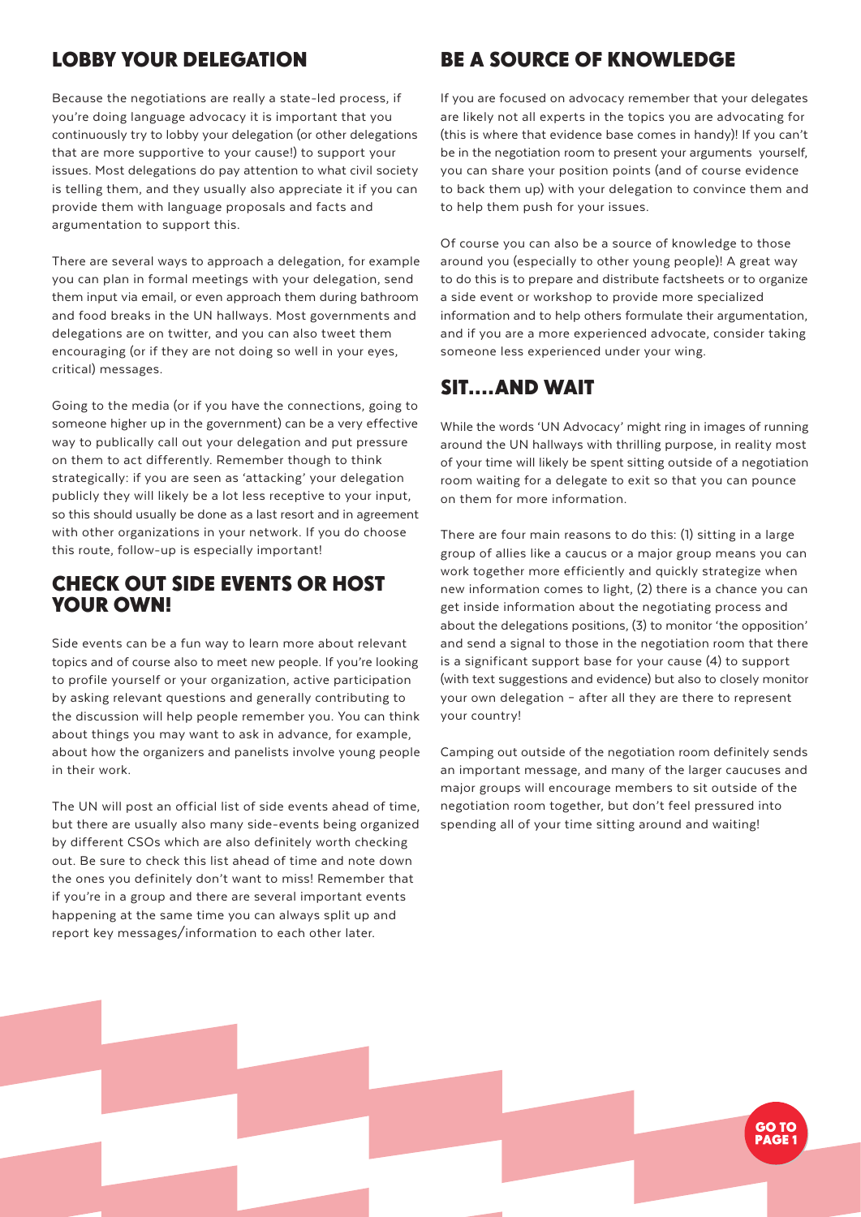## LOBBY YOUR DELEGATION

Because the negotiations are really a state-led process, if you're doing language advocacy it is important that you continuously try to lobby your delegation (or other delegations that are more supportive to your cause!) to support your issues. Most delegations do pay attention to what civil society is telling them, and they usually also appreciate it if you can provide them with language proposals and facts and argumentation to support this.

There are several ways to approach a delegation, for example you can plan in formal meetings with your delegation, send them input via email, or even approach them during bathroom and food breaks in the UN hallways. Most governments and delegations are on twitter, and you can also tweet them encouraging (or if they are not doing so well in your eyes, critical) messages.

Going to the media (or if you have the connections, going to someone higher up in the government) can be a very effective way to publically call out your delegation and put pressure on them to act differently. Remember though to think strategically: if you are seen as 'attacking' your delegation publicly they will likely be a lot less receptive to your input, so this should usually be done as a last resort and in agreement with other organizations in your network. If you do choose this route, follow-up is especially important!

## CHECK OUT SIDE EVENTS OR HOST YOUR OWN!

Side events can be a fun way to learn more about relevant topics and of course also to meet new people. If you're looking to profile yourself or your organization, active participation by asking relevant questions and generally contributing to the discussion will help people remember you. You can think about things you may want to ask in advance, for example, about how the organizers and panelists involve young people in their work.

The UN will post an official list of side events ahead of time, but there are usually also many side-events being organized by different CSOs which are also definitely worth checking out. Be sure to check this list ahead of time and note down the ones you definitely don't want to miss! Remember that if you're in a group and there are several important events happening at the same time you can always split up and report key messages/information to each other later.

## BE A SOURCE OF KNOWLEDGE

If you are focused on advocacy remember that your delegates are likely not all experts in the topics you are advocating for (this is where that evidence base comes in handy)! If you can't be in the negotiation room to present your arguments yourself, you can share your position points (and of course evidence to back them up) with your delegation to convince them and to help them push for your issues.

Of course you can also be a source of knowledge to those around you (especially to other young people)! A great way to do this is to prepare and distribute factsheets or to organize a side event or workshop to provide more specialized information and to help others formulate their argumentation, and if you are a more experienced advocate, consider taking someone less experienced under your wing.

## SIT....AND WAIT

While the words 'UN Advocacy' might ring in images of running around the UN hallways with thrilling purpose, in reality most of your time will likely be spent sitting outside of a negotiation room waiting for a delegate to exit so that you can pounce on them for more information.

There are four main reasons to do this: (1) sitting in a large group of allies like a caucus or a major group means you can work together more efficiently and quickly strategize when new information comes to light, (2) there is a chance you can get inside information about the negotiating process and about the delegations positions, (3) to monitor 'the opposition' and send a signal to those in the negotiation room that there is a significant support base for your cause (4) to support (with text suggestions and evidence) but also to closely monitor your own delegation – after all they are there to represent your country!

Camping out outside of the negotiation room definitely sends an important message, and many of the larger caucuses and major groups will encourage members to sit outside of the negotiation room together, but don't feel pressured into spending all of your time sitting around and waiting!

GO TO PAGE 1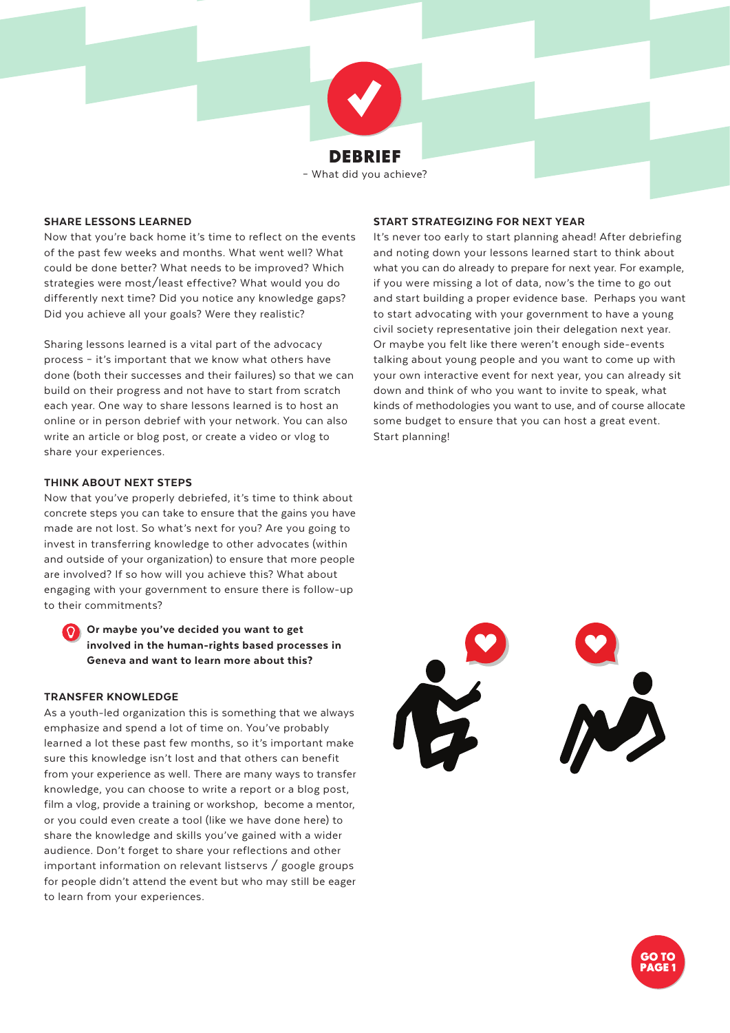# DEBRIEF

– What did you achieve?

### SHARE LESSONS LEARNED

Now that you're back home it's time to reflect on the events of the past few weeks and months. What went well? What could be done better? What needs to be improved? Which strategies were most/least effective? What would you do differently next time? Did you notice any knowledge gaps? Did you achieve all your goals? Were they realistic?

Sharing lessons learned is a vital part of the advocacy process – it's important that we know what others have done (both their successes and their failures) so that we can build on their progress and not have to start from scratch each year. One way to share lessons learned is to host an online or in person debrief with your network. You can also write an article or blog post, or create a video or vlog to share your experiences.

### THINK ABOUT NEXT STEPS

Now that you've properly debriefed, it's time to think about concrete steps you can take to ensure that the gains you have made are not lost. So what's next for you? Are you going to invest in transferring knowledge to other advocates (within and outside of your organization) to ensure that more people are involved? If so how will you achieve this? What about engaging with your government to ensure there is follow-up to their commitments?

**Or maybe you've decided you want to get involved in the human-rights based processes in Geneva and want to learn more about this?**

### TRANSFER KNOWLEDGE

As a youth-led organization this is something that we always emphasize and spend a lot of time on. You've probably learned a lot these past few months, so it's important make sure this knowledge isn't lost and that others can benefit from your experience as well. There are many ways to transfer knowledge, you can choose to write a report or a blog post, film a vlog, provide a training or workshop, become a mentor, or you could even create a tool (like we have done here) to share the knowledge and skills you've gained with a wider audience. Don't forget to share your reflections and other important information on relevant listservs / google groups for people didn't attend the event but who may still be eager to learn from your experiences.

### START STRATEGIZING FOR NEXT YEAR

It's never too early to start planning ahead! After debriefing and noting down your lessons learned start to think about what you can do already to prepare for next year. For example, if you were missing a lot of data, now's the time to go out and start building a proper evidence base. Perhaps you want to start advocating with your government to have a young civil society representative join their delegation next year. Or maybe you felt like there weren't enough side-events talking about young people and you want to come up with your own interactive event for next year, you can already sit down and think of who you want to invite to speak, what kinds of methodologies you want to use, and of course allocate some budget to ensure that you can host a great event. Start planning!

GO TO PAGE 1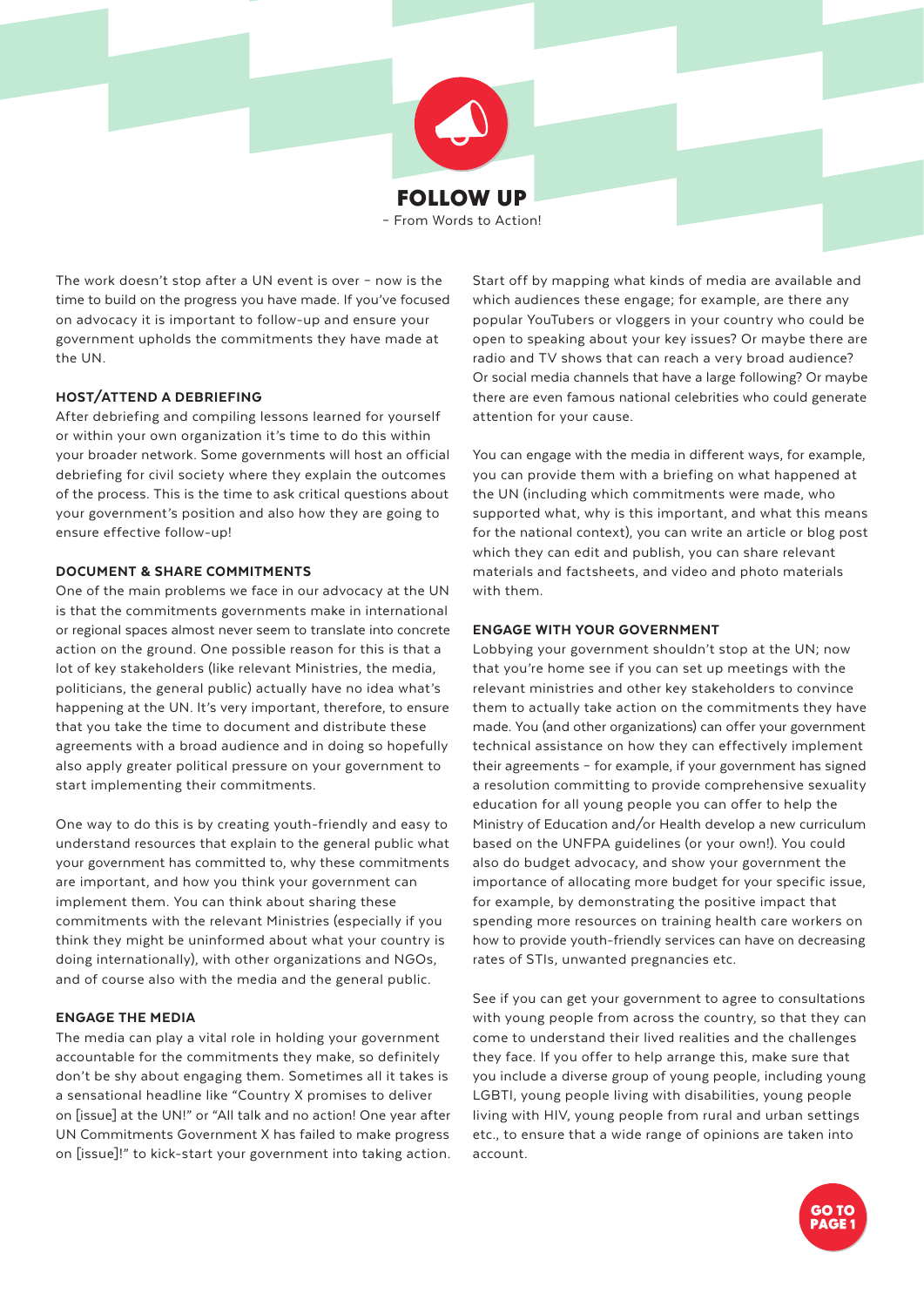# FOLLOW UP

– From Words to Action!

The work doesn't stop after a UN event is over – now is the time to build on the progress you have made. If you've focused on advocacy it is important to follow-up and ensure your government upholds the commitments they have made at the UN.

## HOST/ATTEND A DEBRIEFING

After debriefing and compiling lessons learned for yourself or within your own organization it's time to do this within your broader network. Some governments will host an official debriefing for civil society where they explain the outcomes of the process. This is the time to ask critical questions about your government's position and also how they are going to ensure effective follow-up!

## DOCUMENT & SHARE COMMITMENTS

One of the main problems we face in our advocacy at the UN is that the commitments governments make in international or regional spaces almost never seem to translate into concrete action on the ground. One possible reason for this is that a lot of key stakeholders (like relevant Ministries, the media, politicians, the general public) actually have no idea what's happening at the UN. It's very important, therefore, to ensure that you take the time to document and distribute these agreements with a broad audience and in doing so hopefully also apply greater political pressure on your government to start implementing their commitments.

One way to do this is by creating youth-friendly and easy to understand resources that explain to the general public what your government has committed to, why these commitments are important, and how you think your government can implement them. You can think about sharing these commitments with the relevant Ministries (especially if you think they might be uninformed about what your country is doing internationally), with other organizations and NGOs, and of course also with the media and the general public.

## ENGAGE THE MEDIA

The media can play a vital role in holding your government accountable for the commitments they make, so definitely don't be shy about engaging them. Sometimes all it takes is a sensational headline like "Country X promises to deliver on [issue] at the UN!" or "All talk and no action! One year after UN Commitments Government X has failed to make progress on [issue]!" to kick-start your government into taking action.

Start off by mapping what kinds of media are available and which audiences these engage; for example, are there any popular YouTubers or vloggers in your country who could be open to speaking about your key issues? Or maybe there are radio and TV shows that can reach a very broad audience? Or social media channels that have a large following? Or maybe there are even famous national celebrities who could generate attention for your cause.

You can engage with the media in different ways, for example, you can provide them with a briefing on what happened at the UN (including which commitments were made, who supported what, why is this important, and what this means for the national context), you can write an article or blog post which they can edit and publish, you can share relevant materials and factsheets, and video and photo materials with them.

## ENGAGE WITH YOUR GOVERNMENT

Lobbying your government shouldn't stop at the UN; now that you're home see if you can set up meetings with the relevant ministries and other key stakeholders to convince them to actually take action on the commitments they have made. You (and other organizations) can offer your government technical assistance on how they can effectively implement their agreements – for example, if your government has signed a resolution committing to provide comprehensive sexuality education for all young people you can offer to help the Ministry of Education and/or Health develop a new curriculum based on the UNFPA guidelines (or your own!). You could also do budget advocacy, and show your government the importance of allocating more budget for your specific issue, for example, by demonstrating the positive impact that spending more resources on training health care workers on how to provide youth-friendly services can have on decreasing rates of STIs, unwanted pregnancies etc.

See if you can get your government to agree to consultations with young people from across the country, so that they can come to understand their lived realities and the challenges they face. If you offer to help arrange this, make sure that you include a diverse group of young people, including young LGBTI, young people living with disabilities, young people living with HIV, young people from rural and urban settings etc., to ensure that a wide range of opinions are taken into account.

GO TO PAGE 1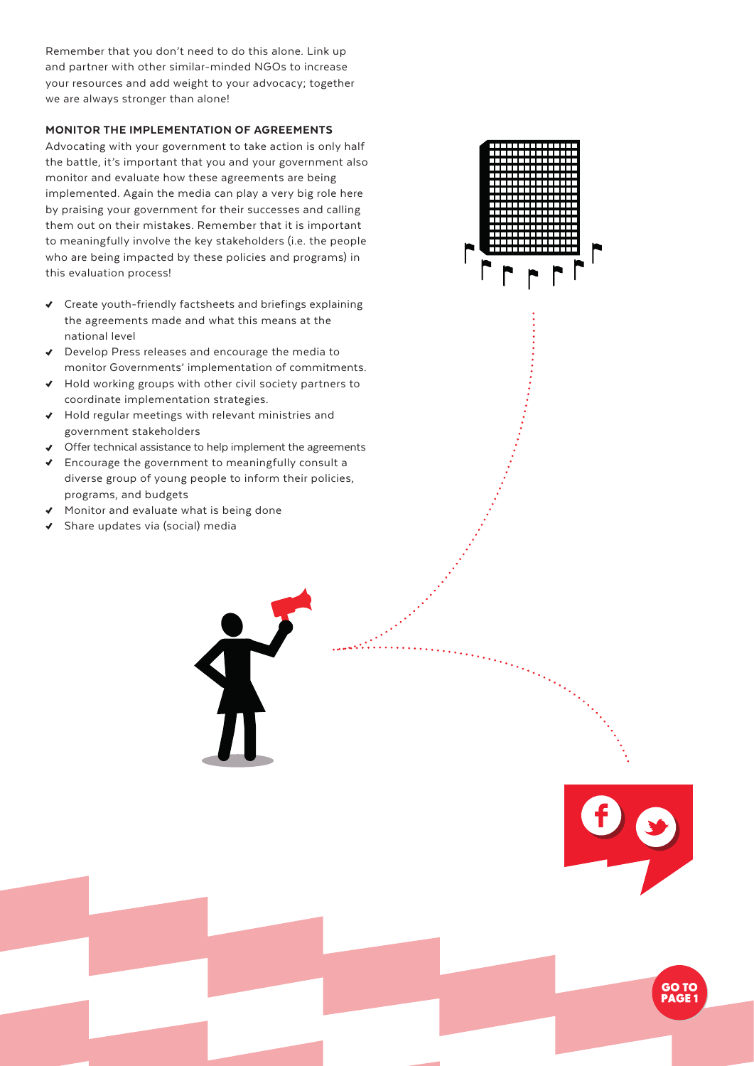Remember that you don't need to do this alone. Link up and partner with other similar-minded NGOs to increase your resources and add weight to your advocacy; together we are always stronger than alone!

**MONITOR THE IMPLEMENTATION OF AGREEMENTS**

Advocating with your government to take action is only half the battle, it's important that you and your government also monitor and evaluate how these agreements are being implemented. Again the media can play a very big role here by praising your government for their successes and calling them out on their mistakes. Remember that it is important to meaningfully involve the key stakeholders (i.e. the people who are being impacted by these policies and programs) in this evaluation process!

- ✔ Create youth-friendly factsheets and briefings explaining the agreements made and what this means at the national level
- ✔ Develop Press releases and encourage the media to monitor Governments' implementation of commitments.
- ✔ Hold working groups with other civil society partners to coordinate implementation strategies.
- ✔ Hold regular meetings with relevant ministries and government stakeholders
- ✔ Offer technical assistance to help implement the agreements
- ✔ Encourage the government to meaningfully consult a diverse group of young people to inform their policies, programs, and budgets
- ✔ Monitor and evaluate what is being done
- ✔ Share updates via (social) media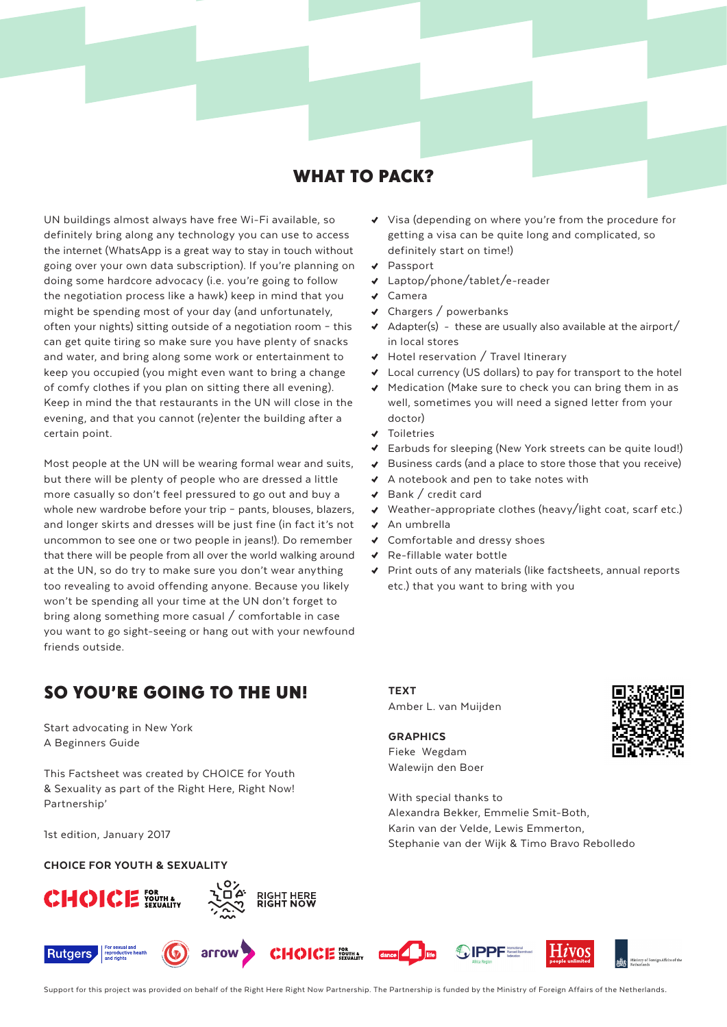## WHAT TO PACK?

UN buildings almost always have free Wi-Fi available, so definitely bring along any technology you can use to access the internet (WhatsApp is a great way to stay in touch without going over your own data subscription). If you're planning on doing some hardcore advocacy (i.e. you're going to follow the negotiation process like a hawk) keep in mind that you might be spending most of your day (and unfortunately, often your nights) sitting outside of a negotiation room – this can get quite tiring so make sure you have plenty of snacks and water, and bring along some work or entertainment to keep you occupied (you might even want to bring a change of comfy clothes if you plan on sitting there all evening). Keep in mind the that restaurants in the UN will close in the evening, and that you cannot (re)enter the building after a certain point.

Most people at the UN will be wearing formal wear and suits, but there will be plenty of people who are dressed a little more casually so don't feel pressured to go out and buy a whole new wardrobe before your trip – pants, blouses, blazers, and longer skirts and dresses will be just fine (in fact it's not uncommon to see one or two people in jeans!). Do remember that there will be people from all over the world walking around at the UN, so do try to make sure you don't wear anything too revealing to avoid offending anyone. Because you likely won't be spending all your time at the UN don't forget to bring along something more casual / comfortable in case you want to go sight-seeing or hang out with your newfound friends outside.

- ✔ Visa (depending on where you're from the procedure for getting a visa can be quite long and complicated, so definitely start on time!)
- ✔ Passport
- ✔ Laptop/phone/tablet/e-reader
- ✔ Camera
- ✔ Chargers / powerbanks
- ✔ Adapter(s) - these are usually also available at the airport/ in local stores
- ✔ Hotel reservation / Travel Itinerary
- ✔ Local currency (US dollars) to pay for transport to the hotel
- ✔ Medication (Make sure to check you can bring them in as well, sometimes you will need a signed letter from your doctor)
- ✔ Toiletries
- ✔ Earbuds for sleeping (New York streets can be quite loud!)
- ✔ Business cards (and a place to store those that you receive)
- ✔ A notebook and pen to take notes with
- ✔ Bank / credit card
- ✔ Weather-appropriate clothes (heavy/light coat, scarf etc.)
- ✔ An umbrella
- ✔ Comfortable and dressy shoes
- ✔ Re-fillable water bottle
- ✔ Print outs of any materials (like factsheets, annual reports etc.) that you want to bring with you

## SO YOU'RE GOING TO THE UN!

Start advocating in New York
A Beginners Guide

This Factsheet was created by CHOICE for Youth & Sexuality as part of the Right Here, Right Now! Partnership'

1st edition, January 2017

**CHOICE FOR YOUTH & SEXUALITY**

**TEXT**
Amber L. van Muijden

**GRAPHICS**
Fieke Wegdam
Walewijn den Boer

With special thanks to
Alexandra Bekker, Emmelie Smit-Both, Karin van der Velde, Lewis Emmerton, Stephanie van der Wijk & Timo Bravo Rebolledo

Support for this project was provided on behalf of the Right Here Right Now Partnership. The Partnership is funded by the Ministry of Foreign Affairs of the Netherlands.